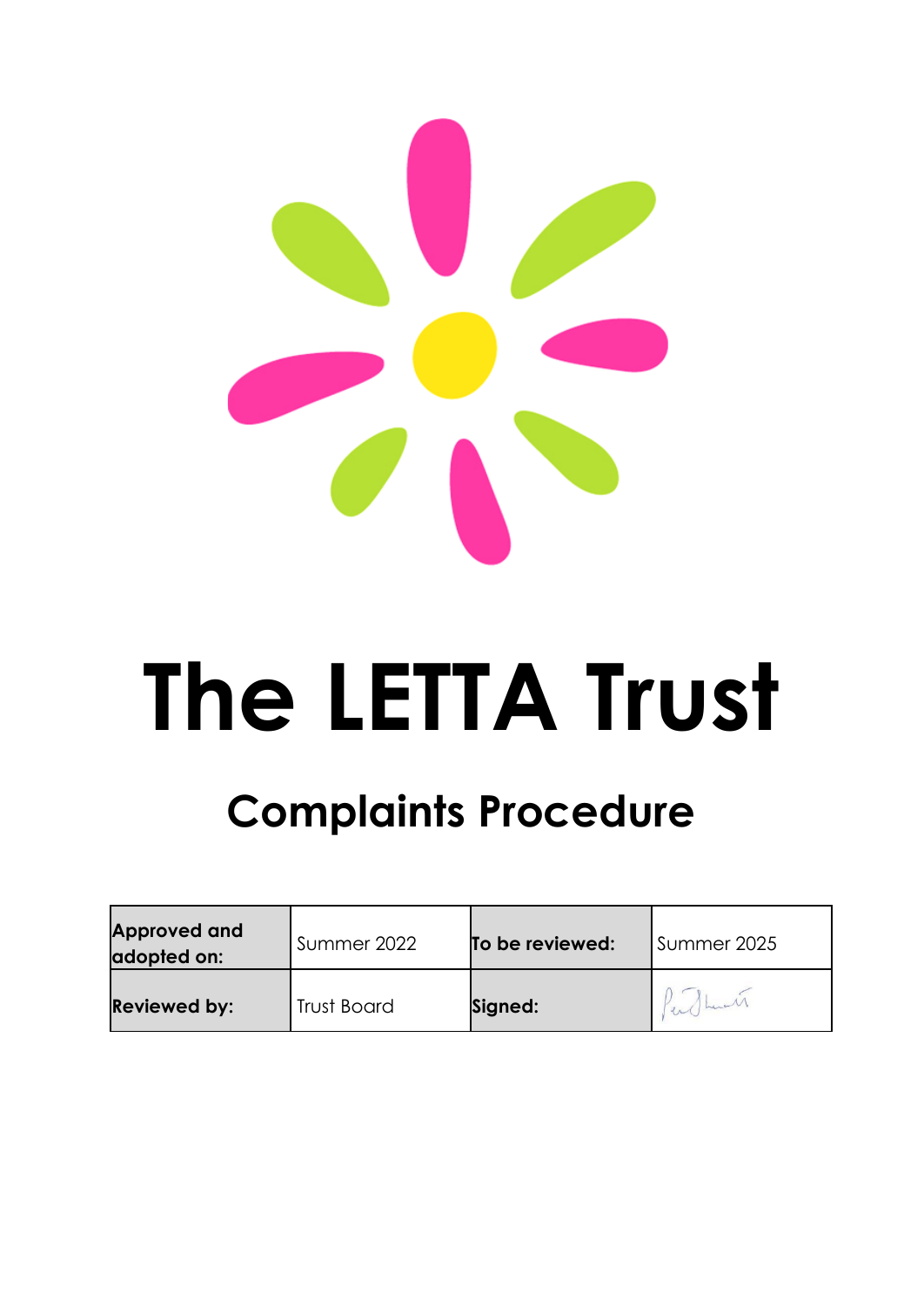# The LETTA Trust

## Complaints Procedure

| **Approved and adopted on:** | Summer 2022 | **To be reviewed:** | Summer 2025 |
|---|---|---|---|
| **Reviewed by:** | Trust Board | **Signed:** | |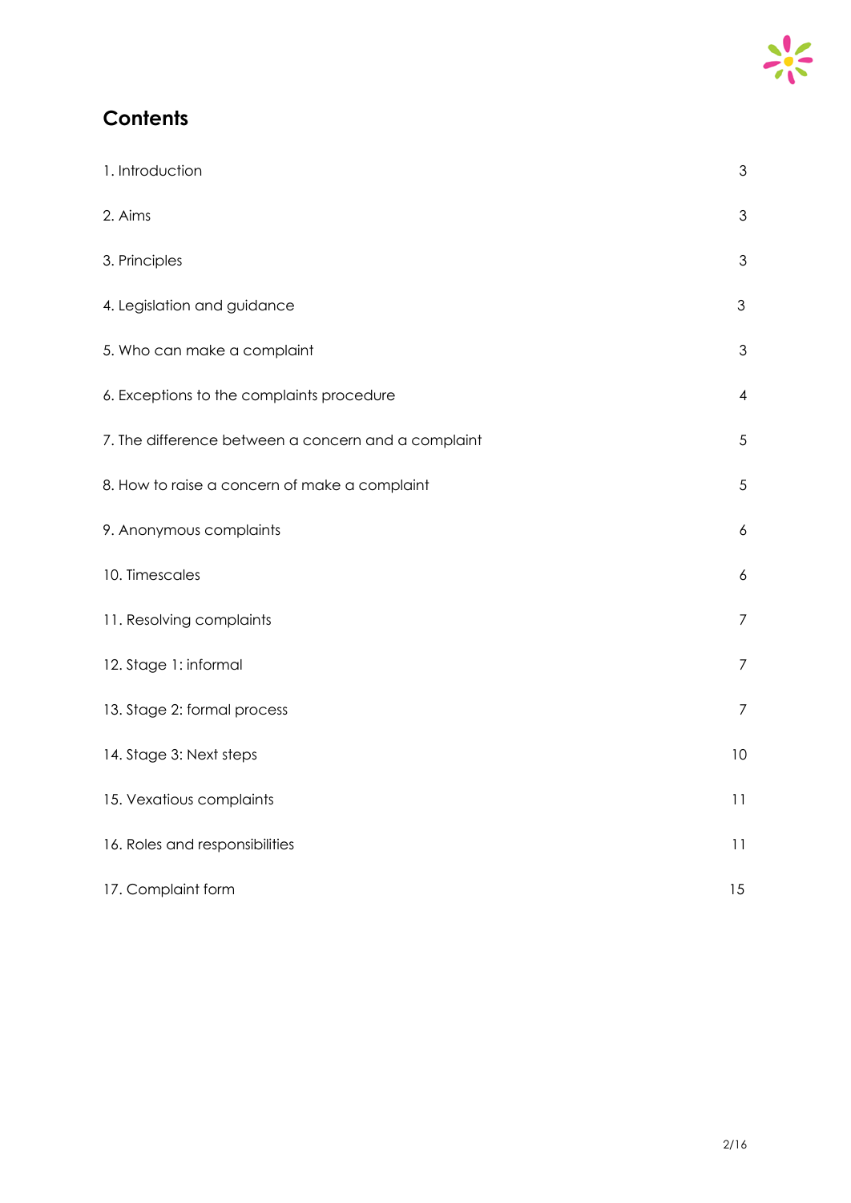# Contents

| | |
|---|---|
| 1. Introduction | 3 |
| 2. Aims | 3 |
| 3. Principles | 3 |
| 4. Legislation and guidance | 3 |
| 5. Who can make a complaint | 3 |
| 6. Exceptions to the complaints procedure | 4 |
| 7. The difference between a concern and a complaint | 5 |
| 8. How to raise a concern of make a complaint | 5 |
| 9. Anonymous complaints | 6 |
| 10. Timescales | 6 |
| 11. Resolving complaints | 7 |
| 12. Stage 1: informal | 7 |
| 13. Stage 2: formal process | 7 |
| 14. Stage 3: Next steps | 10 |
| 15. Vexatious complaints | 11 |
| 16. Roles and responsibilities | 11 |
| 17. Complaint form | 15 |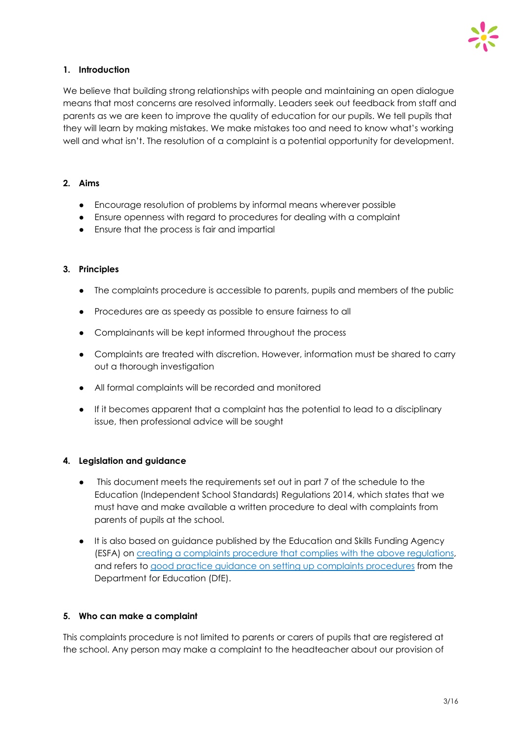## 1. Introduction

We believe that building strong relationships with people and maintaining an open dialogue means that most concerns are resolved informally. Leaders seek out feedback from staff and parents as we are keen to improve the quality of education for our pupils. We tell pupils that they will learn by making mistakes. We make mistakes too and need to know what's working well and what isn't. The resolution of a complaint is a potential opportunity for development.

## 2. Aims

- Encourage resolution of problems by informal means wherever possible
- Ensure openness with regard to procedures for dealing with a complaint
- Ensure that the process is fair and impartial

## 3. Principles

- The complaints procedure is accessible to parents, pupils and members of the public
- Procedures are as speedy as possible to ensure fairness to all
- Complainants will be kept informed throughout the process
- Complaints are treated with discretion. However, information must be shared to carry out a thorough investigation
- All formal complaints will be recorded and monitored
- If it becomes apparent that a complaint has the potential to lead to a disciplinary issue, then professional advice will be sought

## 4. Legislation and guidance

- This document meets the requirements set out in part 7 of the schedule to the Education (Independent School Standards) Regulations 2014, which states that we must have and make available a written procedure to deal with complaints from parents of pupils at the school.
- It is also based on guidance published by the Education and Skills Funding Agency (ESFA) on creating a complaints procedure that complies with the above regulations, and refers to good practice guidance on setting up complaints procedures from the Department for Education (DfE).

## 5. Who can make a complaint

This complaints procedure is not limited to parents or carers of pupils that are registered at the school. Any person may make a complaint to the headteacher about our provision of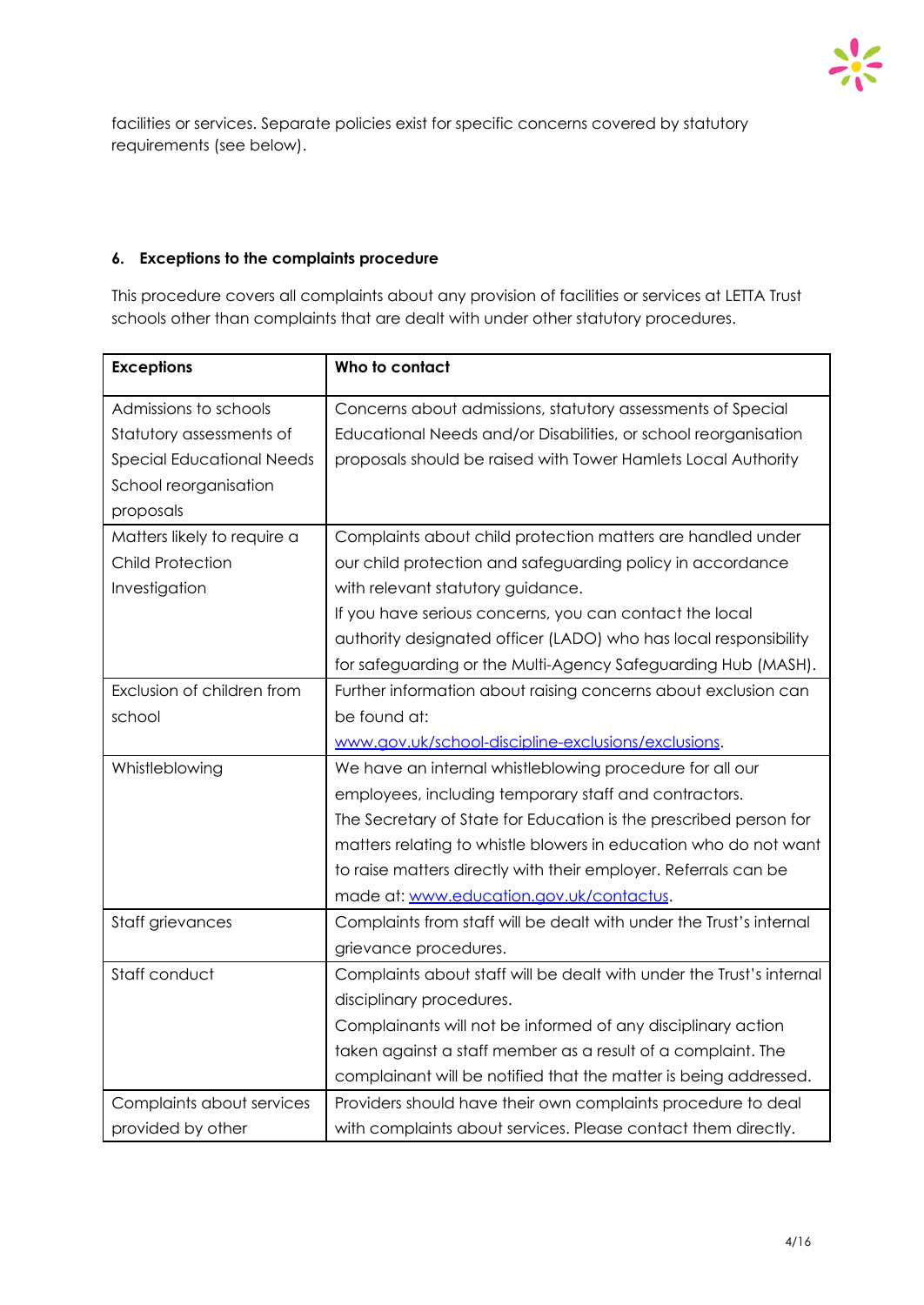facilities or services. Separate policies exist for specific concerns covered by statutory requirements (see below).

#### 6. Exceptions to the complaints procedure

This procedure covers all complaints about any provision of facilities or services at LETTA Trust schools other than complaints that are dealt with under other statutory procedures.

| Exceptions | Who to contact |
|---|---|
| Admissions to schools<br>Statutory assessments of Special Educational Needs<br>School reorganisation proposals | Concerns about admissions, statutory assessments of Special Educational Needs and/or Disabilities, or school reorganisation proposals should be raised with Tower Hamlets Local Authority |
| Matters likely to require a Child Protection Investigation | Complaints about child protection matters are handled under our child protection and safeguarding policy in accordance with relevant statutory guidance.<br>If you have serious concerns, you can contact the local authority designated officer (LADO) who has local responsibility for safeguarding or the Multi-Agency Safeguarding Hub (MASH). |
| Exclusion of children from school | Further information about raising concerns about exclusion can be found at: [www.gov.uk/school-discipline-exclusions/exclusions](www.gov.uk/school-discipline-exclusions/exclusions). |
| Whistleblowing | We have an internal whistleblowing procedure for all our employees, including temporary staff and contractors.<br>The Secretary of State for Education is the prescribed person for matters relating to whistle blowers in education who do not want to raise matters directly with their employer. Referrals can be made at: [www.education.gov.uk/contactus](www.education.gov.uk/contactus). |
| Staff grievances | Complaints from staff will be dealt with under the Trust's internal grievance procedures. |
| Staff conduct | Complaints about staff will be dealt with under the Trust's internal disciplinary procedures.<br>Complainants will not be informed of any disciplinary action taken against a staff member as a result of a complaint. The complainant will be notified that the matter is being addressed. |
| Complaints about services provided by other | Providers should have their own complaints procedure to deal with complaints about services. Please contact them directly. |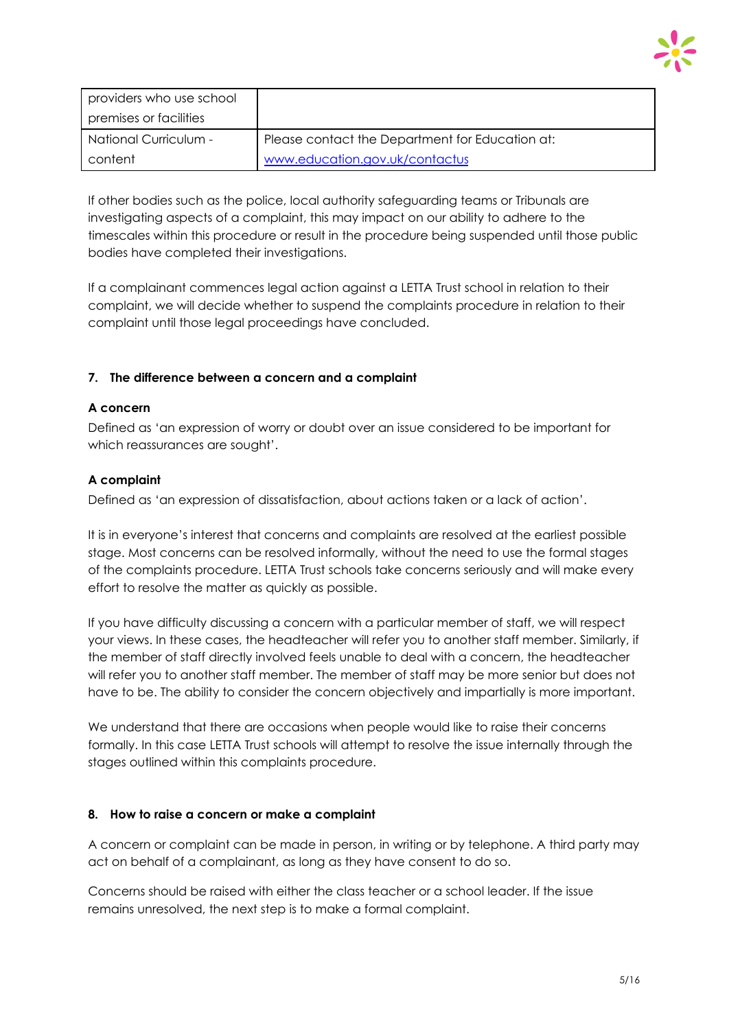| providers who use school premises or facilities | |
|---|---|
| National Curriculum - content | Please contact the Department for Education at: [www.education.gov.uk/contactus](http://www.education.gov.uk/contactus) |

If other bodies such as the police, local authority safeguarding teams or Tribunals are investigating aspects of a complaint, this may impact on our ability to adhere to the timescales within this procedure or result in the procedure being suspended until those public bodies have completed their investigations.

If a complainant commences legal action against a LETTA Trust school in relation to their complaint, we will decide whether to suspend the complaints procedure in relation to their complaint until those legal proceedings have concluded.

### 7. The difference between a concern and a complaint

**A concern**

Defined as 'an expression of worry or doubt over an issue considered to be important for which reassurances are sought'.

**A complaint**

Defined as 'an expression of dissatisfaction, about actions taken or a lack of action'.

It is in everyone's interest that concerns and complaints are resolved at the earliest possible stage. Most concerns can be resolved informally, without the need to use the formal stages of the complaints procedure. LETTA Trust schools take concerns seriously and will make every effort to resolve the matter as quickly as possible.

If you have difficulty discussing a concern with a particular member of staff, we will respect your views. In these cases, the headteacher will refer you to another staff member. Similarly, if the member of staff directly involved feels unable to deal with a concern, the headteacher will refer you to another staff member. The member of staff may be more senior but does not have to be. The ability to consider the concern objectively and impartially is more important.

We understand that there are occasions when people would like to raise their concerns formally. In this case LETTA Trust schools will attempt to resolve the issue internally through the stages outlined within this complaints procedure.

### 8. How to raise a concern or make a complaint

A concern or complaint can be made in person, in writing or by telephone. A third party may act on behalf of a complainant, as long as they have consent to do so.

Concerns should be raised with either the class teacher or a school leader. If the issue remains unresolved, the next step is to make a formal complaint.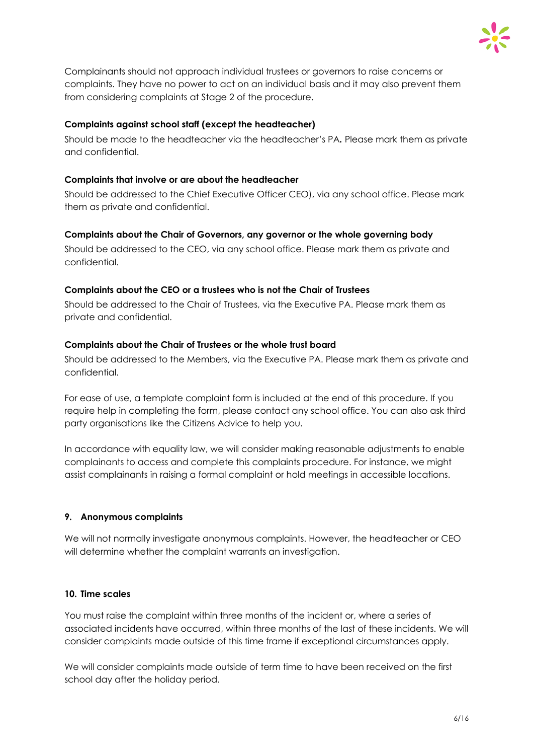Complainants should not approach individual trustees or governors to raise concerns or complaints. They have no power to act on an individual basis and it may also prevent them from considering complaints at Stage 2 of the procedure.

**Complaints against school staff (except the headteacher)**

Should be made to the headteacher via the headteacher's PA**.** Please mark them as private and confidential.

**Complaints that involve or are about the headteacher**

Should be addressed to the Chief Executive Officer CEO), via any school office. Please mark them as private and confidential.

**Complaints about the Chair of Governors, any governor or the whole governing body**

Should be addressed to the CEO, via any school office. Please mark them as private and confidential.

**Complaints about the CEO or a trustees who is not the Chair of Trustees**

Should be addressed to the Chair of Trustees, via the Executive PA. Please mark them as private and confidential.

**Complaints about the Chair of Trustees or the whole trust board**

Should be addressed to the Members, via the Executive PA. Please mark them as private and confidential.

For ease of use, a template complaint form is included at the end of this procedure. If you require help in completing the form, please contact any school office. You can also ask third party organisations like the Citizens Advice to help you.

In accordance with equality law, we will consider making reasonable adjustments to enable complainants to access and complete this complaints procedure. For instance, we might assist complainants in raising a formal complaint or hold meetings in accessible locations.

## 9. Anonymous complaints

We will not normally investigate anonymous complaints. However, the headteacher or CEO will determine whether the complaint warrants an investigation.

## 10. Time scales

You must raise the complaint within three months of the incident or, where a series of associated incidents have occurred, within three months of the last of these incidents. We will consider complaints made outside of this time frame if exceptional circumstances apply.

We will consider complaints made outside of term time to have been received on the first school day after the holiday period.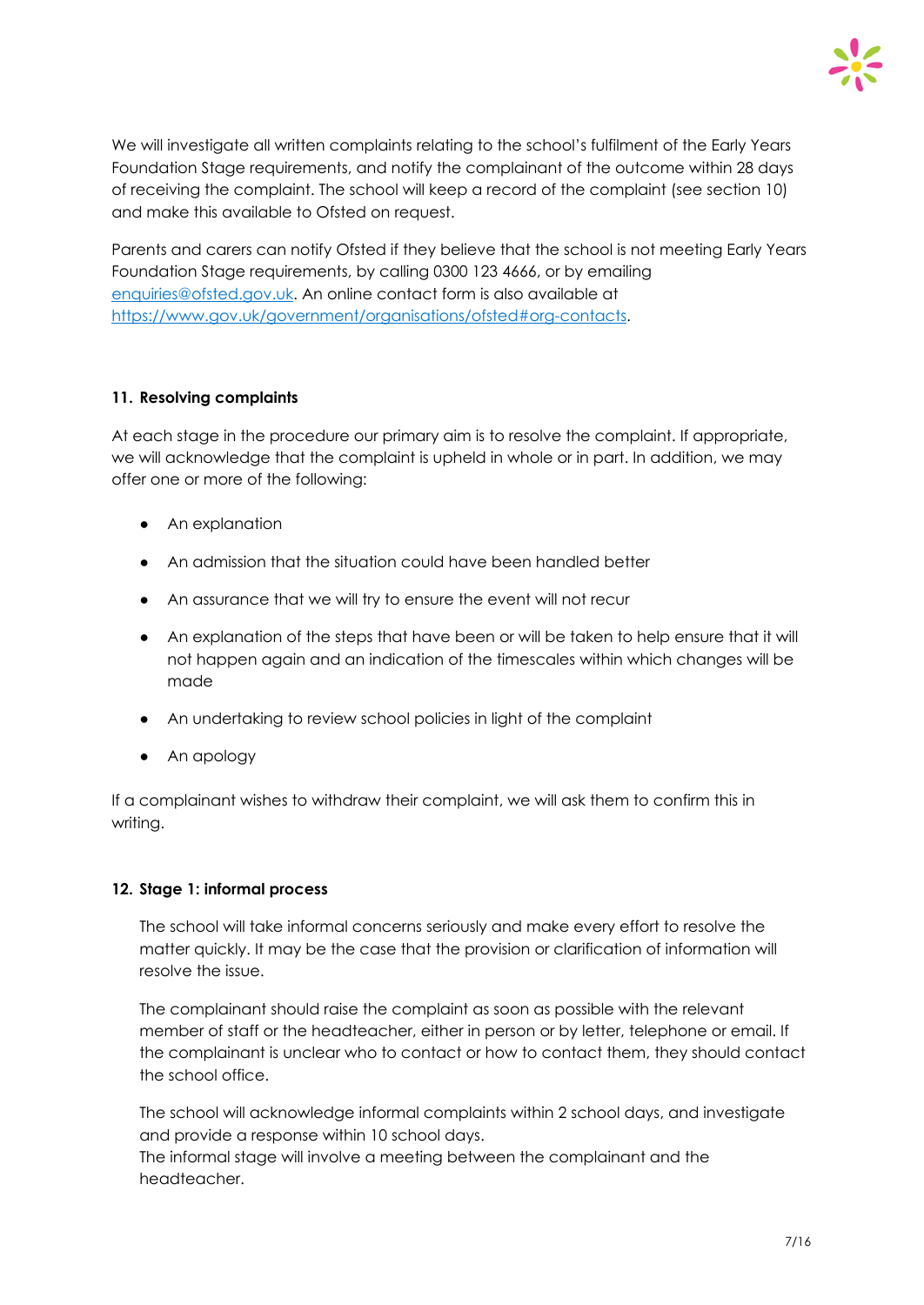We will investigate all written complaints relating to the school's fulfilment of the Early Years Foundation Stage requirements, and notify the complainant of the outcome within 28 days of receiving the complaint. The school will keep a record of the complaint (see section 10) and make this available to Ofsted on request.

Parents and carers can notify Ofsted if they believe that the school is not meeting Early Years Foundation Stage requirements, by calling 0300 123 4666, or by emailing [enquiries@ofsted.gov.uk](mailto:enquiries@ofsted.gov.uk). An online contact form is also available at [https://www.gov.uk/government/organisations/ofsted#org-contacts](https://www.gov.uk/government/organisations/ofsted#org-contacts).

## 11. Resolving complaints

At each stage in the procedure our primary aim is to resolve the complaint. If appropriate, we will acknowledge that the complaint is upheld in whole or in part. In addition, we may offer one or more of the following:

- An explanation
- An admission that the situation could have been handled better
- An assurance that we will try to ensure the event will not recur
- An explanation of the steps that have been or will be taken to help ensure that it will not happen again and an indication of the timescales within which changes will be made
- An undertaking to review school policies in light of the complaint
- An apology

If a complainant wishes to withdraw their complaint, we will ask them to confirm this in writing.

## 12. Stage 1: informal process

The school will take informal concerns seriously and make every effort to resolve the matter quickly. It may be the case that the provision or clarification of information will resolve the issue.

The complainant should raise the complaint as soon as possible with the relevant member of staff or the headteacher, either in person or by letter, telephone or email. If the complainant is unclear who to contact or how to contact them, they should contact the school office.

The school will acknowledge informal complaints within 2 school days, and investigate and provide a response within 10 school days.
The informal stage will involve a meeting between the complainant and the headteacher.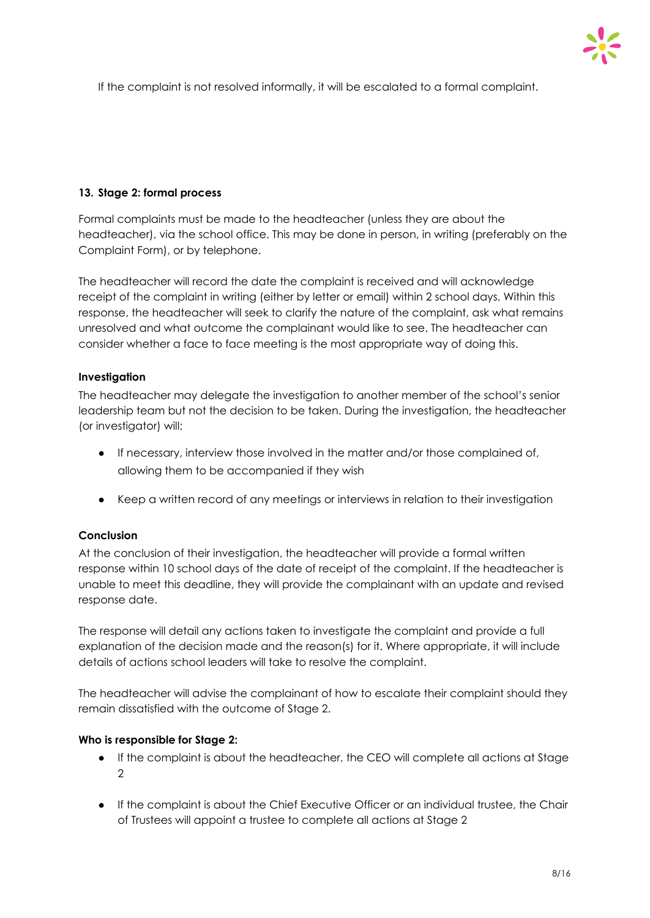If the complaint is not resolved informally, it will be escalated to a formal complaint.

## 13. Stage 2: formal process

Formal complaints must be made to the headteacher (unless they are about the headteacher), via the school office. This may be done in person, in writing (preferably on the Complaint Form), or by telephone.

The headteacher will record the date the complaint is received and will acknowledge receipt of the complaint in writing (either by letter or email) within 2 school days. Within this response, the headteacher will seek to clarify the nature of the complaint, ask what remains unresolved and what outcome the complainant would like to see. The headteacher can consider whether a face to face meeting is the most appropriate way of doing this.

**Investigation**

The headteacher may delegate the investigation to another member of the school's senior leadership team but not the decision to be taken. During the investigation, the headteacher (or investigator) will:

- If necessary, interview those involved in the matter and/or those complained of, allowing them to be accompanied if they wish
- Keep a written record of any meetings or interviews in relation to their investigation

**Conclusion**

At the conclusion of their investigation, the headteacher will provide a formal written response within 10 school days of the date of receipt of the complaint. If the headteacher is unable to meet this deadline, they will provide the complainant with an update and revised response date.

The response will detail any actions taken to investigate the complaint and provide a full explanation of the decision made and the reason(s) for it. Where appropriate, it will include details of actions school leaders will take to resolve the complaint.

The headteacher will advise the complainant of how to escalate their complaint should they remain dissatisfied with the outcome of Stage 2.

**Who is responsible for Stage 2:**

- If the complaint is about the headteacher, the CEO will complete all actions at Stage 2
- If the complaint is about the Chief Executive Officer or an individual trustee, the Chair of Trustees will appoint a trustee to complete all actions at Stage 2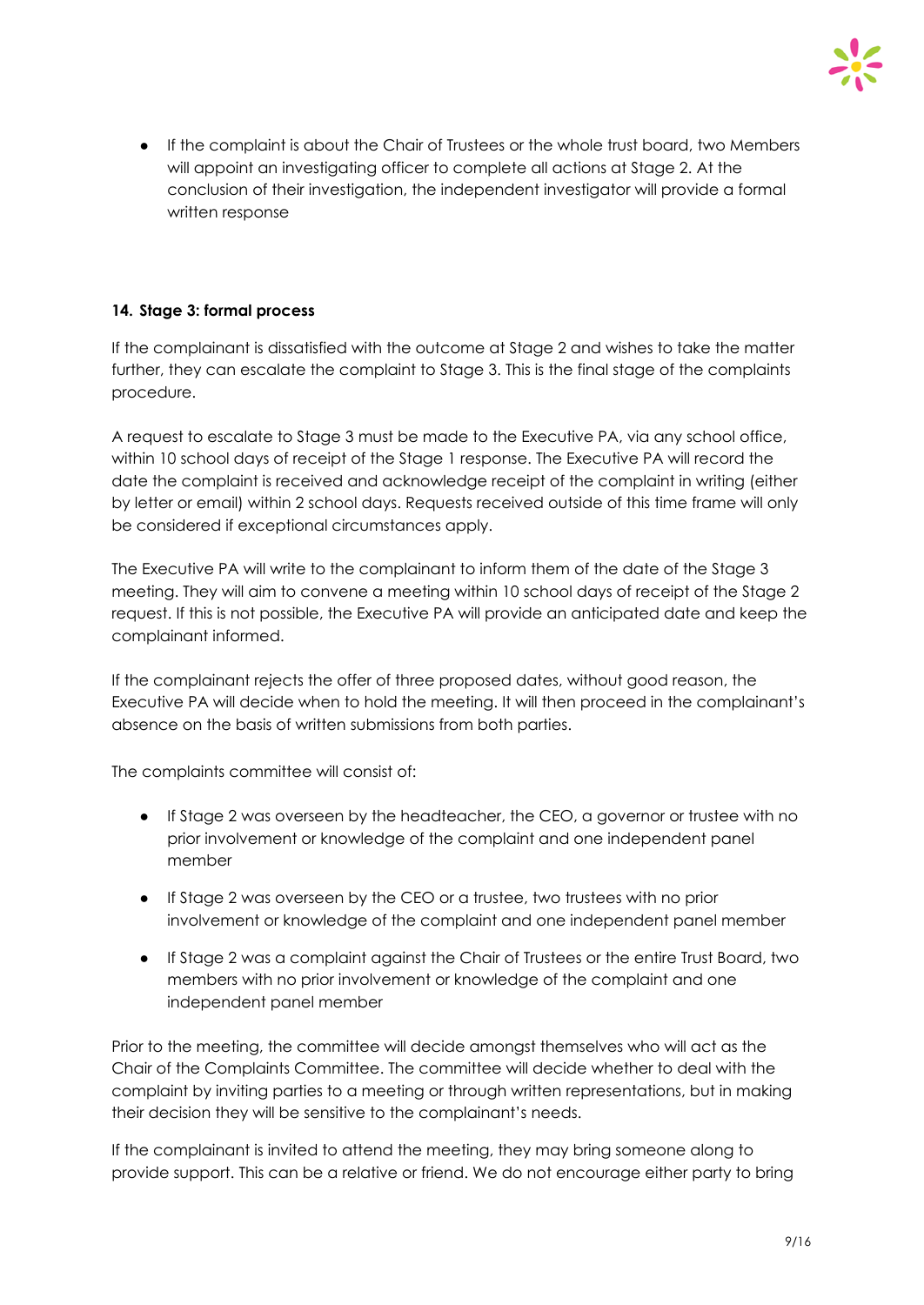- If the complaint is about the Chair of Trustees or the whole trust board, two Members will appoint an investigating officer to complete all actions at Stage 2. At the conclusion of their investigation, the independent investigator will provide a formal written response

#### 14. Stage 3: formal process

If the complainant is dissatisfied with the outcome at Stage 2 and wishes to take the matter further, they can escalate the complaint to Stage 3. This is the final stage of the complaints procedure.

A request to escalate to Stage 3 must be made to the Executive PA, via any school office, within 10 school days of receipt of the Stage 1 response. The Executive PA will record the date the complaint is received and acknowledge receipt of the complaint in writing (either by letter or email) within 2 school days. Requests received outside of this time frame will only be considered if exceptional circumstances apply.

The Executive PA will write to the complainant to inform them of the date of the Stage 3 meeting. They will aim to convene a meeting within 10 school days of receipt of the Stage 2 request. If this is not possible, the Executive PA will provide an anticipated date and keep the complainant informed.

If the complainant rejects the offer of three proposed dates, without good reason, the Executive PA will decide when to hold the meeting. It will then proceed in the complainant's absence on the basis of written submissions from both parties.

The complaints committee will consist of:

- If Stage 2 was overseen by the headteacher, the CEO, a governor or trustee with no prior involvement or knowledge of the complaint and one independent panel member
- If Stage 2 was overseen by the CEO or a trustee, two trustees with no prior involvement or knowledge of the complaint and one independent panel member
- If Stage 2 was a complaint against the Chair of Trustees or the entire Trust Board, two members with no prior involvement or knowledge of the complaint and one independent panel member

Prior to the meeting, the committee will decide amongst themselves who will act as the Chair of the Complaints Committee. The committee will decide whether to deal with the complaint by inviting parties to a meeting or through written representations, but in making their decision they will be sensitive to the complainant's needs.

If the complainant is invited to attend the meeting, they may bring someone along to provide support. This can be a relative or friend. We do not encourage either party to bring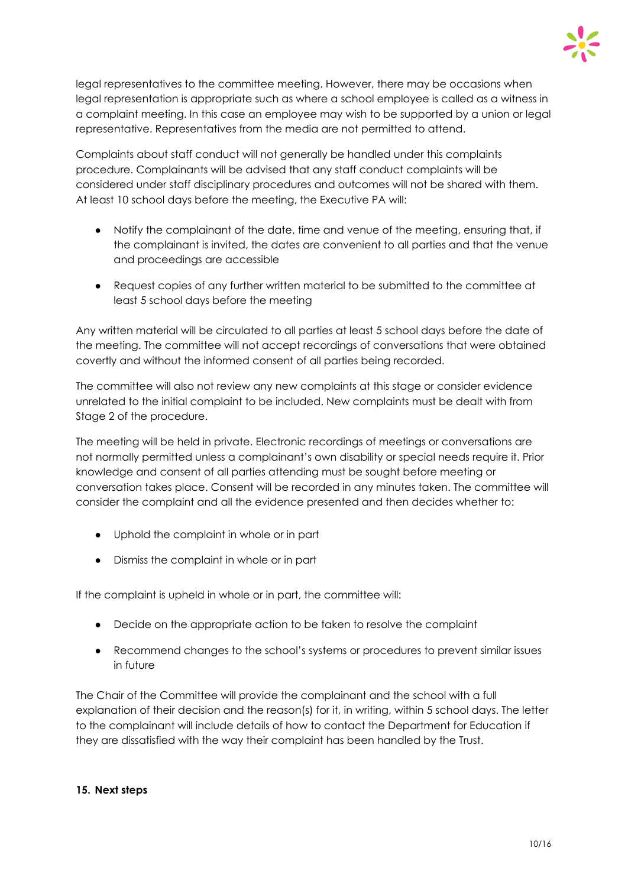legal representatives to the committee meeting. However, there may be occasions when legal representation is appropriate such as where a school employee is called as a witness in a complaint meeting. In this case an employee may wish to be supported by a union or legal representative. Representatives from the media are not permitted to attend.

Complaints about staff conduct will not generally be handled under this complaints procedure. Complainants will be advised that any staff conduct complaints will be considered under staff disciplinary procedures and outcomes will not be shared with them. At least 10 school days before the meeting, the Executive PA will:

- Notify the complainant of the date, time and venue of the meeting, ensuring that, if the complainant is invited, the dates are convenient to all parties and that the venue and proceedings are accessible
- Request copies of any further written material to be submitted to the committee at least 5 school days before the meeting

Any written material will be circulated to all parties at least 5 school days before the date of the meeting. The committee will not accept recordings of conversations that were obtained covertly and without the informed consent of all parties being recorded.

The committee will also not review any new complaints at this stage or consider evidence unrelated to the initial complaint to be included. New complaints must be dealt with from Stage 2 of the procedure.

The meeting will be held in private. Electronic recordings of meetings or conversations are not normally permitted unless a complainant's own disability or special needs require it. Prior knowledge and consent of all parties attending must be sought before meeting or conversation takes place. Consent will be recorded in any minutes taken. The committee will consider the complaint and all the evidence presented and then decides whether to:

- Uphold the complaint in whole or in part
- Dismiss the complaint in whole or in part

If the complaint is upheld in whole or in part, the committee will:

- Decide on the appropriate action to be taken to resolve the complaint
- Recommend changes to the school's systems or procedures to prevent similar issues in future

The Chair of the Committee will provide the complainant and the school with a full explanation of their decision and the reason(s) for it, in writing, within 5 school days. The letter to the complainant will include details of how to contact the Department for Education if they are dissatisfied with the way their complaint has been handled by the Trust.

**15. Next steps**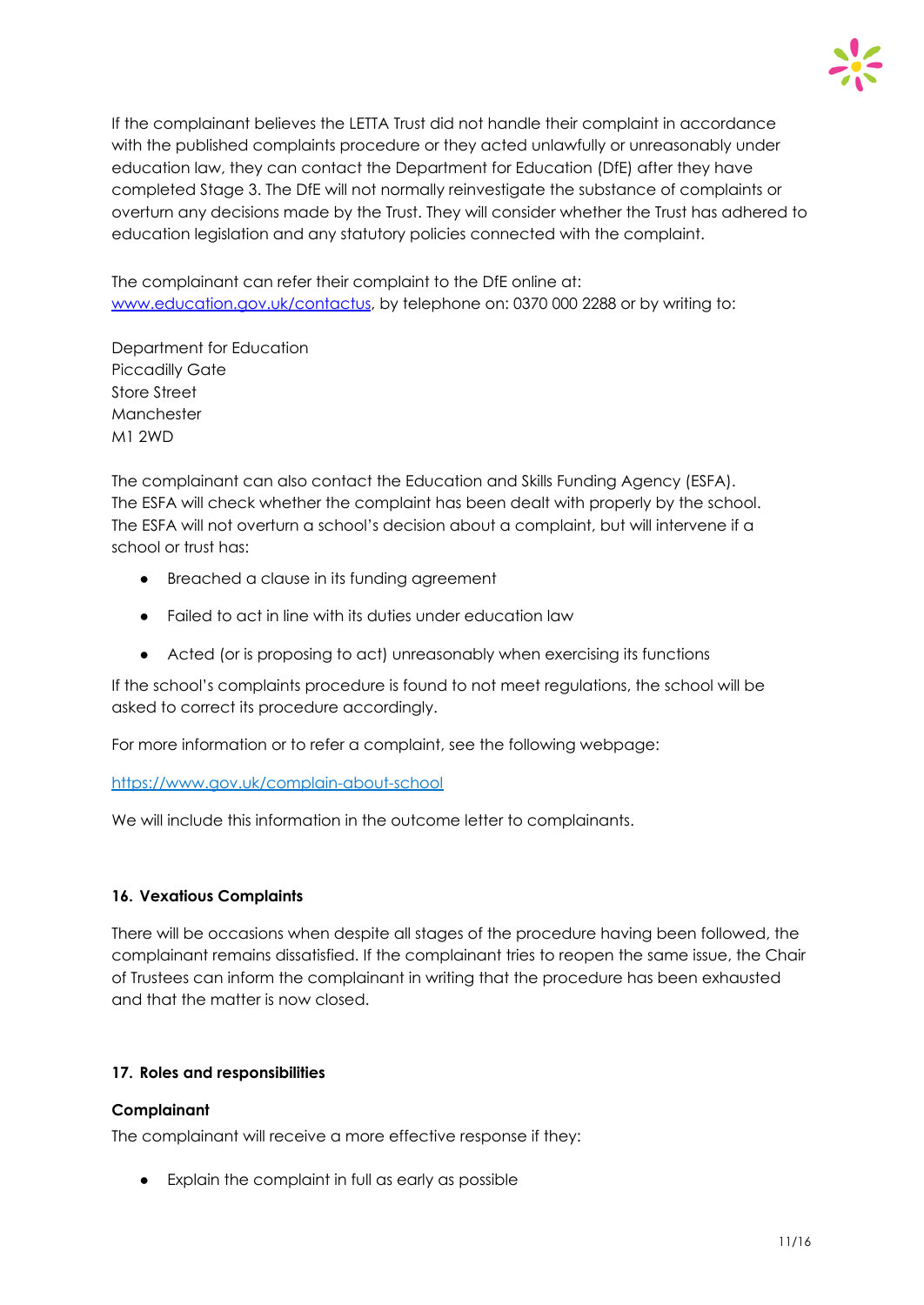If the complainant believes the LETTA Trust did not handle their complaint in accordance with the published complaints procedure or they acted unlawfully or unreasonably under education law, they can contact the Department for Education (DfE) after they have completed Stage 3. The DfE will not normally reinvestigate the substance of complaints or overturn any decisions made by the Trust. They will consider whether the Trust has adhered to education legislation and any statutory policies connected with the complaint.

The complainant can refer their complaint to the DfE online at: [www.education.gov.uk/contactus](www.education.gov.uk/contactus), by telephone on: 0370 000 2288 or by writing to:

Department for Education
Piccadilly Gate
Store Street
Manchester
M1 2WD

The complainant can also contact the Education and Skills Funding Agency (ESFA). The ESFA will check whether the complaint has been dealt with properly by the school. The ESFA will not overturn a school's decision about a complaint, but will intervene if a school or trust has:

- Breached a clause in its funding agreement
- Failed to act in line with its duties under education law
- Acted (or is proposing to act) unreasonably when exercising its functions

If the school's complaints procedure is found to not meet regulations, the school will be asked to correct its procedure accordingly.

For more information or to refer a complaint, see the following webpage:

[https://www.gov.uk/complain-about-school](https://www.gov.uk/complain-about-school)

We will include this information in the outcome letter to complainants.

## 16. Vexatious Complaints

There will be occasions when despite all stages of the procedure having been followed, the complainant remains dissatisfied. If the complainant tries to reopen the same issue, the Chair of Trustees can inform the complainant in writing that the procedure has been exhausted and that the matter is now closed.

## 17. Roles and responsibilities

### Complainant

The complainant will receive a more effective response if they:

- Explain the complaint in full as early as possible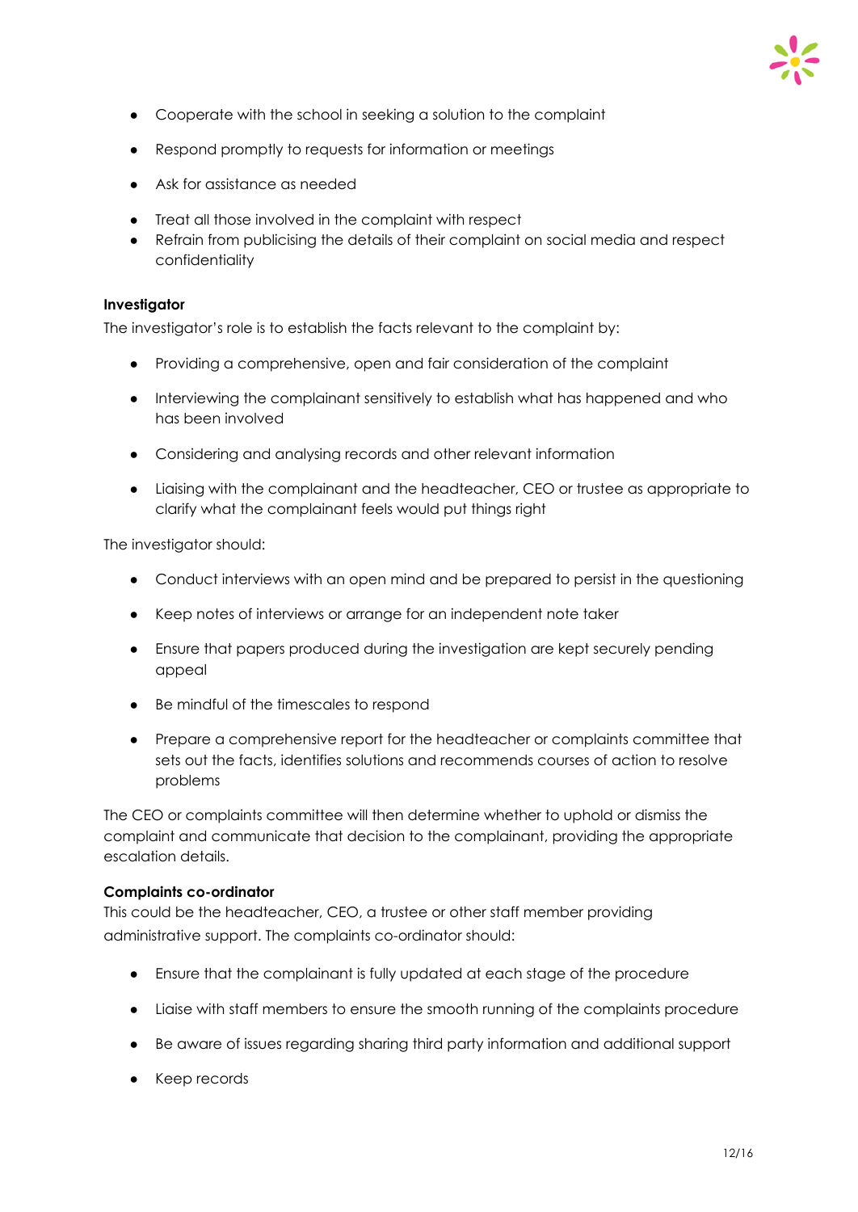- Cooperate with the school in seeking a solution to the complaint
- Respond promptly to requests for information or meetings
- Ask for assistance as needed
- Treat all those involved in the complaint with respect
- Refrain from publicising the details of their complaint on social media and respect confidentiality

**Investigator**

The investigator's role is to establish the facts relevant to the complaint by:

- Providing a comprehensive, open and fair consideration of the complaint
- Interviewing the complainant sensitively to establish what has happened and who has been involved
- Considering and analysing records and other relevant information
- Liaising with the complainant and the headteacher, CEO or trustee as appropriate to clarify what the complainant feels would put things right

The investigator should:

- Conduct interviews with an open mind and be prepared to persist in the questioning
- Keep notes of interviews or arrange for an independent note taker
- Ensure that papers produced during the investigation are kept securely pending appeal
- Be mindful of the timescales to respond
- Prepare a comprehensive report for the headteacher or complaints committee that sets out the facts, identifies solutions and recommends courses of action to resolve problems

The CEO or complaints committee will then determine whether to uphold or dismiss the complaint and communicate that decision to the complainant, providing the appropriate escalation details.

**Complaints co-ordinator**

This could be the headteacher, CEO, a trustee or other staff member providing administrative support. The complaints co-ordinator should:

- Ensure that the complainant is fully updated at each stage of the procedure
- Liaise with staff members to ensure the smooth running of the complaints procedure
- Be aware of issues regarding sharing third party information and additional support
- Keep records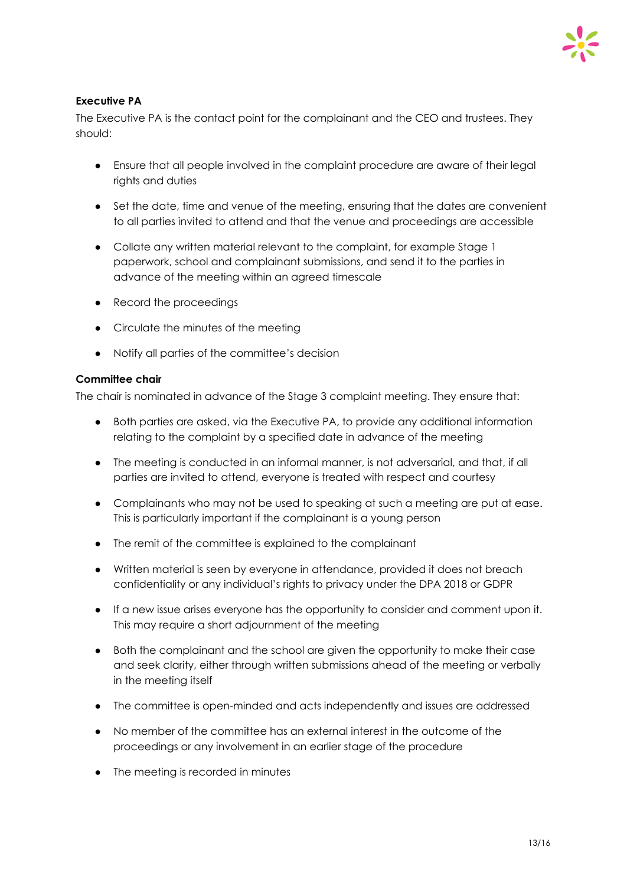**Executive PA**

The Executive PA is the contact point for the complainant and the CEO and trustees. They should:

- Ensure that all people involved in the complaint procedure are aware of their legal rights and duties
- Set the date, time and venue of the meeting, ensuring that the dates are convenient to all parties invited to attend and that the venue and proceedings are accessible
- Collate any written material relevant to the complaint, for example Stage 1 paperwork, school and complainant submissions, and send it to the parties in advance of the meeting within an agreed timescale
- Record the proceedings
- Circulate the minutes of the meeting
- Notify all parties of the committee's decision

**Committee chair**

The chair is nominated in advance of the Stage 3 complaint meeting. They ensure that:

- Both parties are asked, via the Executive PA, to provide any additional information relating to the complaint by a specified date in advance of the meeting
- The meeting is conducted in an informal manner, is not adversarial, and that, if all parties are invited to attend, everyone is treated with respect and courtesy
- Complainants who may not be used to speaking at such a meeting are put at ease. This is particularly important if the complainant is a young person
- The remit of the committee is explained to the complainant
- Written material is seen by everyone in attendance, provided it does not breach confidentiality or any individual's rights to privacy under the DPA 2018 or GDPR
- If a new issue arises everyone has the opportunity to consider and comment upon it. This may require a short adjournment of the meeting
- Both the complainant and the school are given the opportunity to make their case and seek clarity, either through written submissions ahead of the meeting or verbally in the meeting itself
- The committee is open-minded and acts independently and issues are addressed
- No member of the committee has an external interest in the outcome of the proceedings or any involvement in an earlier stage of the procedure
- The meeting is recorded in minutes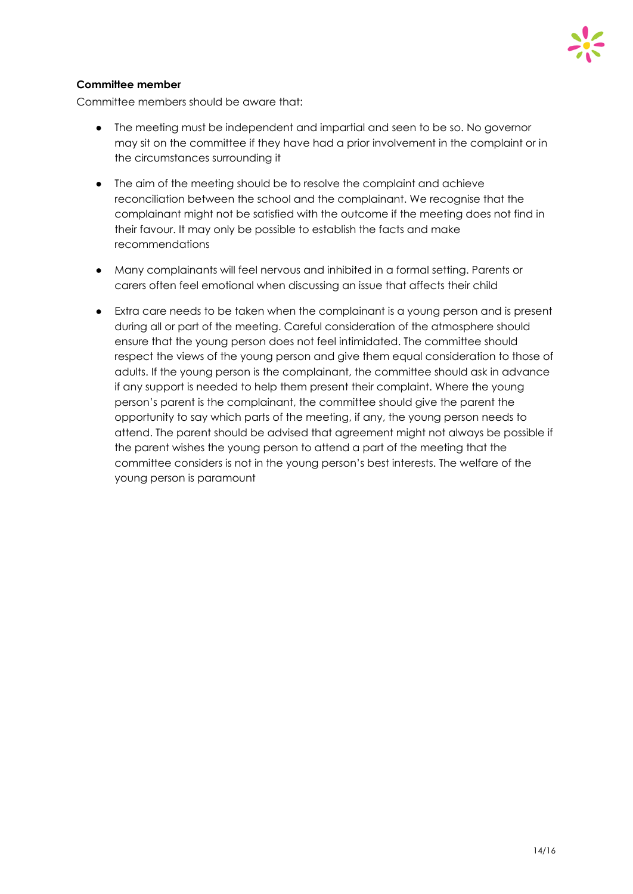**Committee member**

Committee members should be aware that:

- The meeting must be independent and impartial and seen to be so. No governor may sit on the committee if they have had a prior involvement in the complaint or in the circumstances surrounding it

- The aim of the meeting should be to resolve the complaint and achieve reconciliation between the school and the complainant. We recognise that the complainant might not be satisfied with the outcome if the meeting does not find in their favour. It may only be possible to establish the facts and make recommendations

- Many complainants will feel nervous and inhibited in a formal setting. Parents or carers often feel emotional when discussing an issue that affects their child

- Extra care needs to be taken when the complainant is a young person and is present during all or part of the meeting. Careful consideration of the atmosphere should ensure that the young person does not feel intimidated. The committee should respect the views of the young person and give them equal consideration to those of adults. If the young person is the complainant, the committee should ask in advance if any support is needed to help them present their complaint. Where the young person's parent is the complainant, the committee should give the parent the opportunity to say which parts of the meeting, if any, the young person needs to attend. The parent should be advised that agreement might not always be possible if the parent wishes the young person to attend a part of the meeting that the committee considers is not in the young person's best interests. The welfare of the young person is paramount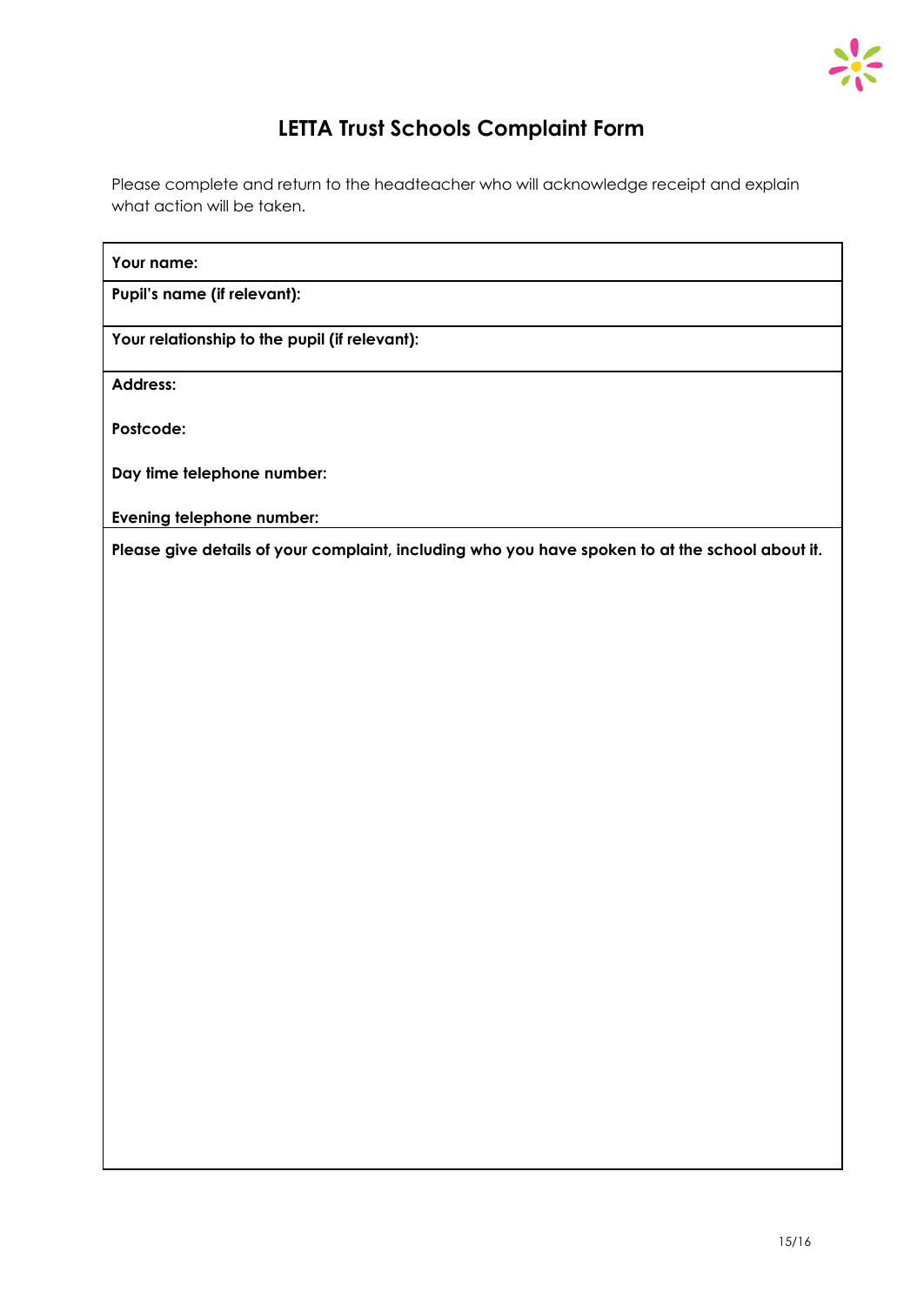# LETTA Trust Schools Complaint Form

Please complete and return to the headteacher who will acknowledge receipt and explain what action will be taken.

| **Your name:** |
|---|
| **Pupil's name (if relevant):** |
| **Your relationship to the pupil (if relevant):** |
| **Address:**<br><br>**Postcode:**<br><br>**Day time telephone number:**<br><br>**Evening telephone number:** |
| **Please give details of your complaint, including who you have spoken to at the school about it.** |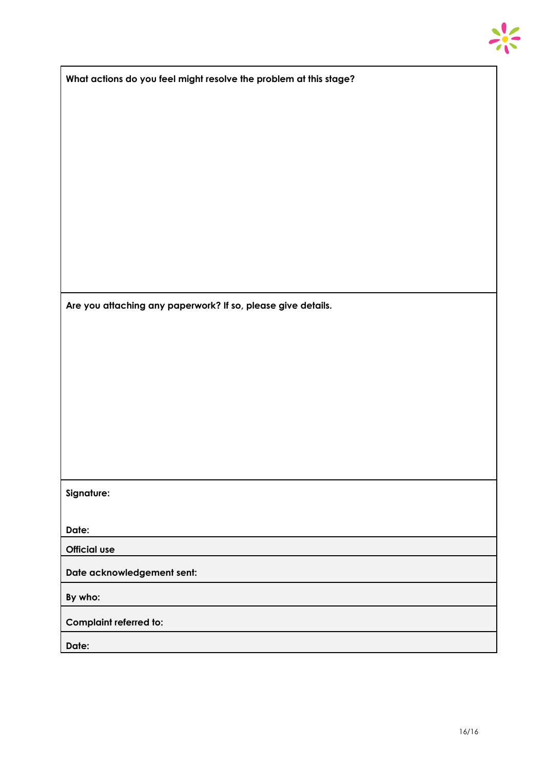**What actions do you feel might resolve the problem at this stage?**

**Are you attaching any paperwork? If so, please give details.**

**Signature:**

**Date:**

| **Official use** |
| --- |
| **Date acknowledgement sent:** |
| **By who:** |
| **Complaint referred to:** |
| **Date:** |